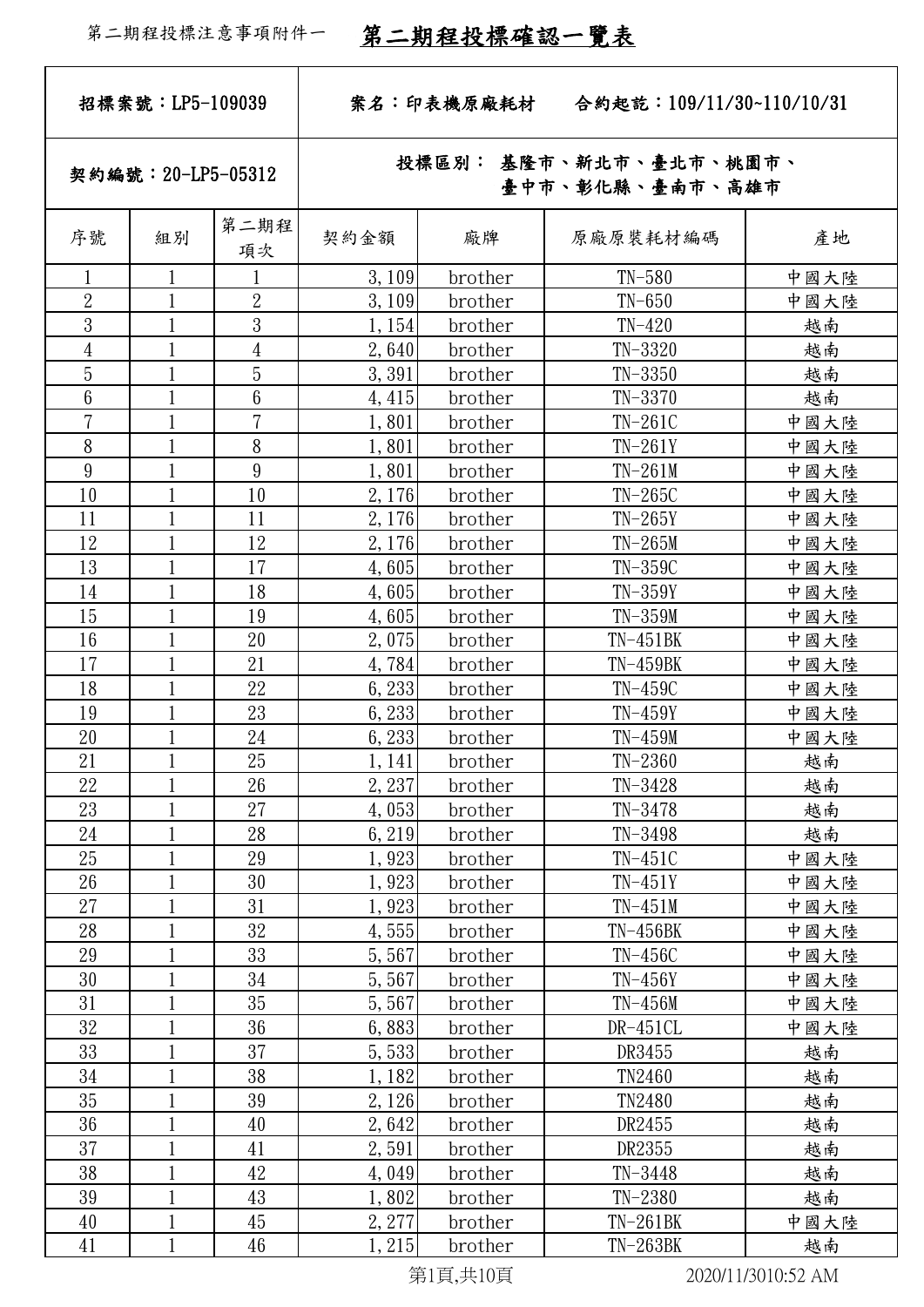第二期程投標注意事項附件一 **第二期程投標確認一覽表**

| 招標案號：LP5-109039 | | | 案名：印表機原廠耗材　　合約起訖：109/11/30~110/10/31 | | | |
|---|---|---|---|---|---|---|
| 契約編號：20-LP5-05312 | | | 投標區別：基隆市、新北市、臺北市、桃園市、臺中市、彰化縣、臺南市、高雄市 | | | |
| 序號 | 組別 | 第二期程項次 | 契約金額 | 廠牌 | 原廠原裝耗材編碼 | 產地 |
| 1 | 1 | 1 | 3,109 | brother | TN-580 | 中國大陸 |
| 2 | 1 | 2 | 3,109 | brother | TN-650 | 中國大陸 |
| 3 | 1 | 3 | 1,154 | brother | TN-420 | 越南 |
| 4 | 1 | 4 | 2,640 | brother | TN-3320 | 越南 |
| 5 | 1 | 5 | 3,391 | brother | TN-3350 | 越南 |
| 6 | 1 | 6 | 4,415 | brother | TN-3370 | 越南 |
| 7 | 1 | 7 | 1,801 | brother | TN-261C | 中國大陸 |
| 8 | 1 | 8 | 1,801 | brother | TN-261Y | 中國大陸 |
| 9 | 1 | 9 | 1,801 | brother | TN-261M | 中國大陸 |
| 10 | 1 | 10 | 2,176 | brother | TN-265C | 中國大陸 |
| 11 | 1 | 11 | 2,176 | brother | TN-265Y | 中國大陸 |
| 12 | 1 | 12 | 2,176 | brother | TN-265M | 中國大陸 |
| 13 | 1 | 17 | 4,605 | brother | TN-359C | 中國大陸 |
| 14 | 1 | 18 | 4,605 | brother | TN-359Y | 中國大陸 |
| 15 | 1 | 19 | 4,605 | brother | TN-359M | 中國大陸 |
| 16 | 1 | 20 | 2,075 | brother | TN-451BK | 中國大陸 |
| 17 | 1 | 21 | 4,784 | brother | TN-459BK | 中國大陸 |
| 18 | 1 | 22 | 6,233 | brother | TN-459C | 中國大陸 |
| 19 | 1 | 23 | 6,233 | brother | TN-459Y | 中國大陸 |
| 20 | 1 | 24 | 6,233 | brother | TN-459M | 中國大陸 |
| 21 | 1 | 25 | 1,141 | brother | TN-2360 | 越南 |
| 22 | 1 | 26 | 2,237 | brother | TN-3428 | 越南 |
| 23 | 1 | 27 | 4,053 | brother | TN-3478 | 越南 |
| 24 | 1 | 28 | 6,219 | brother | TN-3498 | 越南 |
| 25 | 1 | 29 | 1,923 | brother | TN-451C | 中國大陸 |
| 26 | 1 | 30 | 1,923 | brother | TN-451Y | 中國大陸 |
| 27 | 1 | 31 | 1,923 | brother | TN-451M | 中國大陸 |
| 28 | 1 | 32 | 4,555 | brother | TN-456BK | 中國大陸 |
| 29 | 1 | 33 | 5,567 | brother | TN-456C | 中國大陸 |
| 30 | 1 | 34 | 5,567 | brother | TN-456Y | 中國大陸 |
| 31 | 1 | 35 | 5,567 | brother | TN-456M | 中國大陸 |
| 32 | 1 | 36 | 6,883 | brother | DR-451CL | 中國大陸 |
| 33 | 1 | 37 | 5,533 | brother | DR3455 | 越南 |
| 34 | 1 | 38 | 1,182 | brother | TN2460 | 越南 |
| 35 | 1 | 39 | 2,126 | brother | TN2480 | 越南 |
| 36 | 1 | 40 | 2,642 | brother | DR2455 | 越南 |
| 37 | 1 | 41 | 2,591 | brother | DR2355 | 越南 |
| 38 | 1 | 42 | 4,049 | brother | TN-3448 | 越南 |
| 39 | 1 | 43 | 1,802 | brother | TN-2380 | 越南 |
| 40 | 1 | 45 | 2,277 | brother | TN-261BK | 中國大陸 |
| 41 | 1 | 46 | 1,215 | brother | TN-263BK | 越南 |

2020/11/3010:52 AM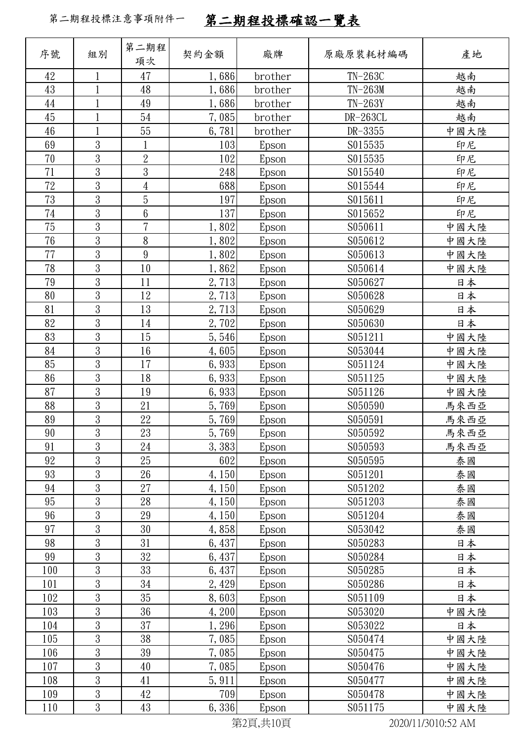第二期程投標注意事項附件一 **第二期程投標確認一覽表**

| 序號 | 組別 | 第二期程項次 | 契約金額 | 廠牌 | 原廠原裝耗材編碼 | 產地 |
|---|---|---|---|---|---|---|
| 42 | 1 | 47 | 1,686 | brother | TN-263C | 越南 |
| 43 | 1 | 48 | 1,686 | brother | TN-263M | 越南 |
| 44 | 1 | 49 | 1,686 | brother | TN-263Y | 越南 |
| 45 | 1 | 54 | 7,085 | brother | DR-263CL | 越南 |
| 46 | 1 | 55 | 6,781 | brother | DR-3355 | 中國大陸 |
| 69 | 3 | 1 | 103 | Epson | S015535 | 印尼 |
| 70 | 3 | 2 | 102 | Epson | S015535 | 印尼 |
| 71 | 3 | 3 | 248 | Epson | S015540 | 印尼 |
| 72 | 3 | 4 | 688 | Epson | S015544 | 印尼 |
| 73 | 3 | 5 | 197 | Epson | S015611 | 印尼 |
| 74 | 3 | 6 | 137 | Epson | S015652 | 印尼 |
| 75 | 3 | 7 | 1,802 | Epson | S050611 | 中國大陸 |
| 76 | 3 | 8 | 1,802 | Epson | S050612 | 中國大陸 |
| 77 | 3 | 9 | 1,802 | Epson | S050613 | 中國大陸 |
| 78 | 3 | 10 | 1,862 | Epson | S050614 | 中國大陸 |
| 79 | 3 | 11 | 2,713 | Epson | S050627 | 日本 |
| 80 | 3 | 12 | 2,713 | Epson | S050628 | 日本 |
| 81 | 3 | 13 | 2,713 | Epson | S050629 | 日本 |
| 82 | 3 | 14 | 2,702 | Epson | S050630 | 日本 |
| 83 | 3 | 15 | 5,546 | Epson | S051211 | 中國大陸 |
| 84 | 3 | 16 | 4,605 | Epson | S053044 | 中國大陸 |
| 85 | 3 | 17 | 6,933 | Epson | S051124 | 中國大陸 |
| 86 | 3 | 18 | 6,933 | Epson | S051125 | 中國大陸 |
| 87 | 3 | 19 | 6,933 | Epson | S051126 | 中國大陸 |
| 88 | 3 | 21 | 5,769 | Epson | S050590 | 馬來西亞 |
| 89 | 3 | 22 | 5,769 | Epson | S050591 | 馬來西亞 |
| 90 | 3 | 23 | 5,769 | Epson | S050592 | 馬來西亞 |
| 91 | 3 | 24 | 3,383 | Epson | S050593 | 馬來西亞 |
| 92 | 3 | 25 | 602 | Epson | S050595 | 泰國 |
| 93 | 3 | 26 | 4,150 | Epson | S051201 | 泰國 |
| 94 | 3 | 27 | 4,150 | Epson | S051202 | 泰國 |
| 95 | 3 | 28 | 4,150 | Epson | S051203 | 泰國 |
| 96 | 3 | 29 | 4,150 | Epson | S051204 | 泰國 |
| 97 | 3 | 30 | 4,858 | Epson | S053042 | 泰國 |
| 98 | 3 | 31 | 6,437 | Epson | S050283 | 日本 |
| 99 | 3 | 32 | 6,437 | Epson | S050284 | 日本 |
| 100 | 3 | 33 | 6,437 | Epson | S050285 | 日本 |
| 101 | 3 | 34 | 2,429 | Epson | S050286 | 日本 |
| 102 | 3 | 35 | 8,603 | Epson | S051109 | 日本 |
| 103 | 3 | 36 | 4,200 | Epson | S053020 | 中國大陸 |
| 104 | 3 | 37 | 1,296 | Epson | S053022 | 日本 |
| 105 | 3 | 38 | 7,085 | Epson | S050474 | 中國大陸 |
| 106 | 3 | 39 | 7,085 | Epson | S050475 | 中國大陸 |
| 107 | 3 | 40 | 7,085 | Epson | S050476 | 中國大陸 |
| 108 | 3 | 41 | 5,911 | Epson | S050477 | 中國大陸 |
| 109 | 3 | 42 | 709 | Epson | S050478 | 中國大陸 |
| 110 | 3 | 43 | 6,336 | Epson | S051175 | 中國大陸 |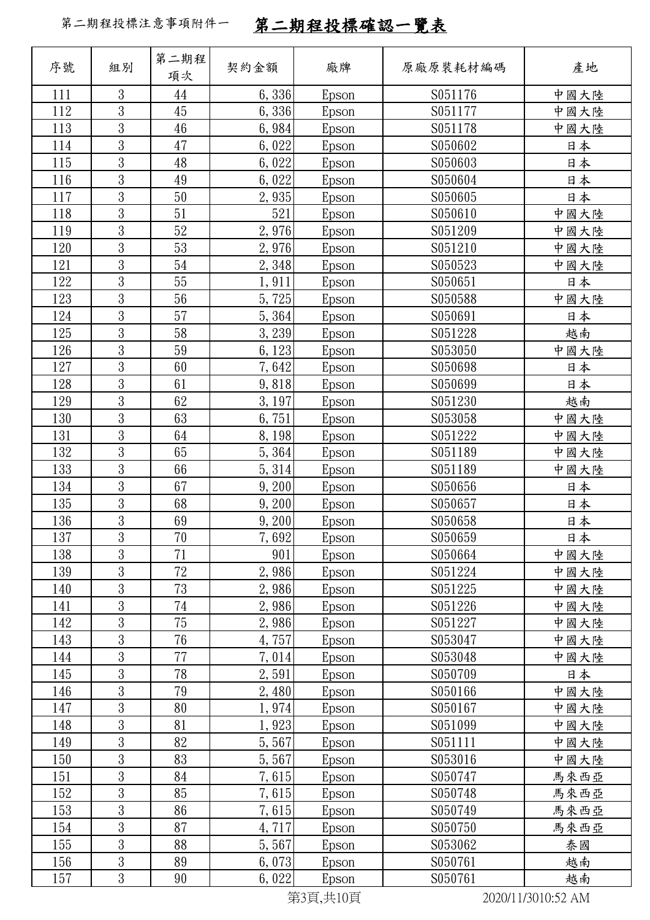第二期程投標注意事項附件一

# 第二期程投標確認一覽表

| 序號 | 組別 | 第二期程項次 | 契約金額 | 廠牌 | 原廠原裝耗材編碼 | 產地 |
|---|---|---|---|---|---|---|
| 111 | 3 | 44 | 6,336 | Epson | S051176 | 中國大陸 |
| 112 | 3 | 45 | 6,336 | Epson | S051177 | 中國大陸 |
| 113 | 3 | 46 | 6,984 | Epson | S051178 | 中國大陸 |
| 114 | 3 | 47 | 6,022 | Epson | S050602 | 日本 |
| 115 | 3 | 48 | 6,022 | Epson | S050603 | 日本 |
| 116 | 3 | 49 | 6,022 | Epson | S050604 | 日本 |
| 117 | 3 | 50 | 2,935 | Epson | S050605 | 日本 |
| 118 | 3 | 51 | 521 | Epson | S050610 | 中國大陸 |
| 119 | 3 | 52 | 2,976 | Epson | S051209 | 中國大陸 |
| 120 | 3 | 53 | 2,976 | Epson | S051210 | 中國大陸 |
| 121 | 3 | 54 | 2,348 | Epson | S050523 | 中國大陸 |
| 122 | 3 | 55 | 1,911 | Epson | S050651 | 日本 |
| 123 | 3 | 56 | 5,725 | Epson | S050588 | 中國大陸 |
| 124 | 3 | 57 | 5,364 | Epson | S050691 | 日本 |
| 125 | 3 | 58 | 3,239 | Epson | S051228 | 越南 |
| 126 | 3 | 59 | 6,123 | Epson | S053050 | 中國大陸 |
| 127 | 3 | 60 | 7,642 | Epson | S050698 | 日本 |
| 128 | 3 | 61 | 9,818 | Epson | S050699 | 日本 |
| 129 | 3 | 62 | 3,197 | Epson | S051230 | 越南 |
| 130 | 3 | 63 | 6,751 | Epson | S053058 | 中國大陸 |
| 131 | 3 | 64 | 8,198 | Epson | S051222 | 中國大陸 |
| 132 | 3 | 65 | 5,364 | Epson | S051189 | 中國大陸 |
| 133 | 3 | 66 | 5,314 | Epson | S051189 | 中國大陸 |
| 134 | 3 | 67 | 9,200 | Epson | S050656 | 日本 |
| 135 | 3 | 68 | 9,200 | Epson | S050657 | 日本 |
| 136 | 3 | 69 | 9,200 | Epson | S050658 | 日本 |
| 137 | 3 | 70 | 7,692 | Epson | S050659 | 日本 |
| 138 | 3 | 71 | 901 | Epson | S050664 | 中國大陸 |
| 139 | 3 | 72 | 2,986 | Epson | S051224 | 中國大陸 |
| 140 | 3 | 73 | 2,986 | Epson | S051225 | 中國大陸 |
| 141 | 3 | 74 | 2,986 | Epson | S051226 | 中國大陸 |
| 142 | 3 | 75 | 2,986 | Epson | S051227 | 中國大陸 |
| 143 | 3 | 76 | 4,757 | Epson | S053047 | 中國大陸 |
| 144 | 3 | 77 | 7,014 | Epson | S053048 | 中國大陸 |
| 145 | 3 | 78 | 2,591 | Epson | S050709 | 日本 |
| 146 | 3 | 79 | 2,480 | Epson | S050166 | 中國大陸 |
| 147 | 3 | 80 | 1,974 | Epson | S050167 | 中國大陸 |
| 148 | 3 | 81 | 1,923 | Epson | S051099 | 中國大陸 |
| 149 | 3 | 82 | 5,567 | Epson | S051111 | 中國大陸 |
| 150 | 3 | 83 | 5,567 | Epson | S053016 | 中國大陸 |
| 151 | 3 | 84 | 7,615 | Epson | S050747 | 馬來西亞 |
| 152 | 3 | 85 | 7,615 | Epson | S050748 | 馬來西亞 |
| 153 | 3 | 86 | 7,615 | Epson | S050749 | 馬來西亞 |
| 154 | 3 | 87 | 4,717 | Epson | S050750 | 馬來西亞 |
| 155 | 3 | 88 | 5,567 | Epson | S053062 | 泰國 |
| 156 | 3 | 89 | 6,073 | Epson | S050761 | 越南 |
| 157 | 3 | 90 | 6,022 | Epson | S050761 | 越南 |

2020/11/3010:52 AM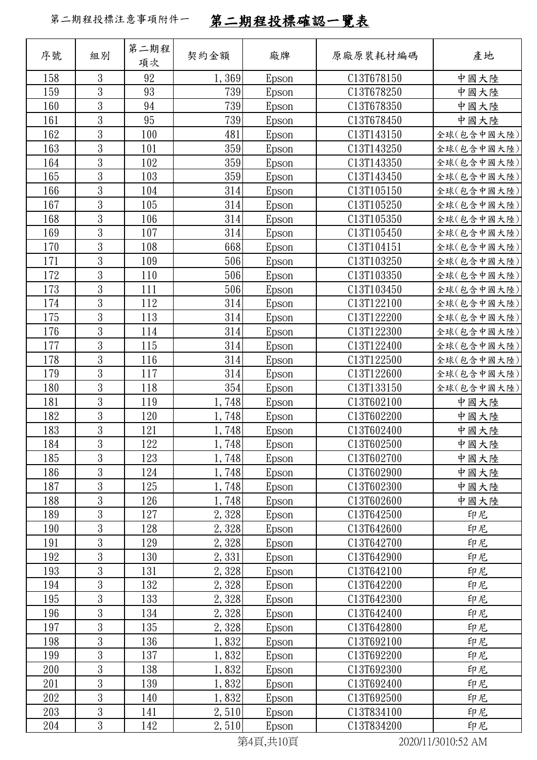第二期程投標注意事項附件一

# 第二期程投標確認一覽表

| 序號 | 組別 | 第二期程項次 | 契約金額 | 廠牌 | 原廠原裝耗材編碼 | 產地 |
|---|---|---|---|---|---|---|
| 158 | 3 | 92 | 1,369 | Epson | C13T678150 | 中國大陸 |
| 159 | 3 | 93 | 739 | Epson | C13T678250 | 中國大陸 |
| 160 | 3 | 94 | 739 | Epson | C13T678350 | 中國大陸 |
| 161 | 3 | 95 | 739 | Epson | C13T678450 | 中國大陸 |
| 162 | 3 | 100 | 481 | Epson | C13T143150 | 全球(包含中國大陸) |
| 163 | 3 | 101 | 359 | Epson | C13T143250 | 全球(包含中國大陸) |
| 164 | 3 | 102 | 359 | Epson | C13T143350 | 全球(包含中國大陸) |
| 165 | 3 | 103 | 359 | Epson | C13T143450 | 全球(包含中國大陸) |
| 166 | 3 | 104 | 314 | Epson | C13T105150 | 全球(包含中國大陸) |
| 167 | 3 | 105 | 314 | Epson | C13T105250 | 全球(包含中國大陸) |
| 168 | 3 | 106 | 314 | Epson | C13T105350 | 全球(包含中國大陸) |
| 169 | 3 | 107 | 314 | Epson | C13T105450 | 全球(包含中國大陸) |
| 170 | 3 | 108 | 668 | Epson | C13T104151 | 全球(包含中國大陸) |
| 171 | 3 | 109 | 506 | Epson | C13T103250 | 全球(包含中國大陸) |
| 172 | 3 | 110 | 506 | Epson | C13T103350 | 全球(包含中國大陸) |
| 173 | 3 | 111 | 506 | Epson | C13T103450 | 全球(包含中國大陸) |
| 174 | 3 | 112 | 314 | Epson | C13T122100 | 全球(包含中國大陸) |
| 175 | 3 | 113 | 314 | Epson | C13T122200 | 全球(包含中國大陸) |
| 176 | 3 | 114 | 314 | Epson | C13T122300 | 全球(包含中國大陸) |
| 177 | 3 | 115 | 314 | Epson | C13T122400 | 全球(包含中國大陸) |
| 178 | 3 | 116 | 314 | Epson | C13T122500 | 全球(包含中國大陸) |
| 179 | 3 | 117 | 314 | Epson | C13T122600 | 全球(包含中國大陸) |
| 180 | 3 | 118 | 354 | Epson | C13T133150 | 全球(包含中國大陸) |
| 181 | 3 | 119 | 1,748 | Epson | C13T602100 | 中國大陸 |
| 182 | 3 | 120 | 1,748 | Epson | C13T602200 | 中國大陸 |
| 183 | 3 | 121 | 1,748 | Epson | C13T602400 | 中國大陸 |
| 184 | 3 | 122 | 1,748 | Epson | C13T602500 | 中國大陸 |
| 185 | 3 | 123 | 1,748 | Epson | C13T602700 | 中國大陸 |
| 186 | 3 | 124 | 1,748 | Epson | C13T602900 | 中國大陸 |
| 187 | 3 | 125 | 1,748 | Epson | C13T602300 | 中國大陸 |
| 188 | 3 | 126 | 1,748 | Epson | C13T602600 | 中國大陸 |
| 189 | 3 | 127 | 2,328 | Epson | C13T642500 | 印尼 |
| 190 | 3 | 128 | 2,328 | Epson | C13T642600 | 印尼 |
| 191 | 3 | 129 | 2,328 | Epson | C13T642700 | 印尼 |
| 192 | 3 | 130 | 2,331 | Epson | C13T642900 | 印尼 |
| 193 | 3 | 131 | 2,328 | Epson | C13T642100 | 印尼 |
| 194 | 3 | 132 | 2,328 | Epson | C13T642200 | 印尼 |
| 195 | 3 | 133 | 2,328 | Epson | C13T642300 | 印尼 |
| 196 | 3 | 134 | 2,328 | Epson | C13T642400 | 印尼 |
| 197 | 3 | 135 | 2,328 | Epson | C13T642800 | 印尼 |
| 198 | 3 | 136 | 1,832 | Epson | C13T692100 | 印尼 |
| 199 | 3 | 137 | 1,832 | Epson | C13T692200 | 印尼 |
| 200 | 3 | 138 | 1,832 | Epson | C13T692300 | 印尼 |
| 201 | 3 | 139 | 1,832 | Epson | C13T692400 | 印尼 |
| 202 | 3 | 140 | 1,832 | Epson | C13T692500 | 印尼 |
| 203 | 3 | 141 | 2,510 | Epson | C13T834100 | 印尼 |
| 204 | 3 | 142 | 2,510 | Epson | C13T834200 | 印尼 |

2020/11/3010:52 AM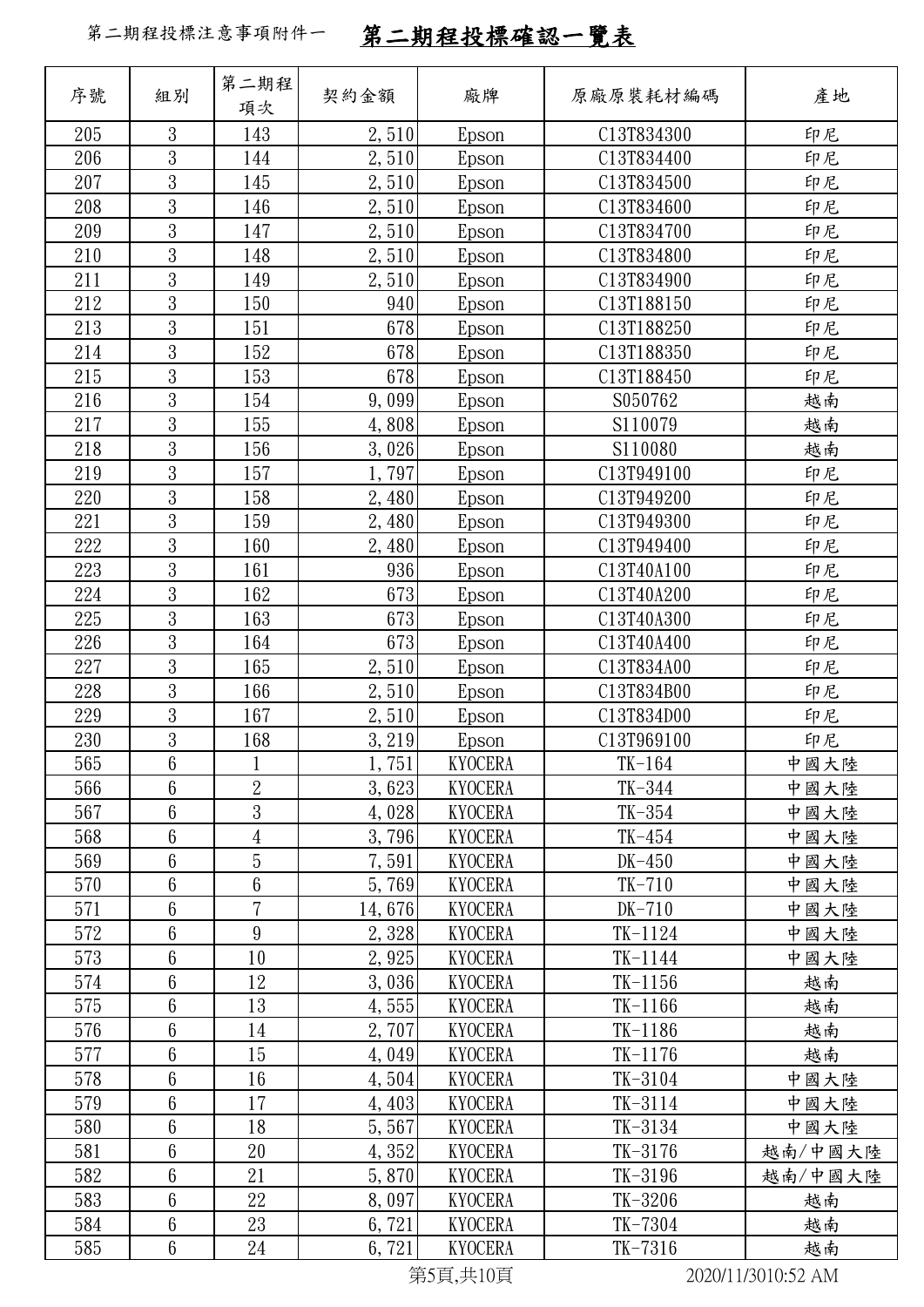第二期程投標注意事項附件一 **第二期程投標確認一覽表**

| 序號 | 組別 | 第二期程項次 | 契約金額 | 廠牌 | 原廠原裝耗材編碼 | 產地 |
|---|---|---|---|---|---|---|
| 205 | 3 | 143 | 2,510 | Epson | C13T834300 | 印尼 |
| 206 | 3 | 144 | 2,510 | Epson | C13T834400 | 印尼 |
| 207 | 3 | 145 | 2,510 | Epson | C13T834500 | 印尼 |
| 208 | 3 | 146 | 2,510 | Epson | C13T834600 | 印尼 |
| 209 | 3 | 147 | 2,510 | Epson | C13T834700 | 印尼 |
| 210 | 3 | 148 | 2,510 | Epson | C13T834800 | 印尼 |
| 211 | 3 | 149 | 2,510 | Epson | C13T834900 | 印尼 |
| 212 | 3 | 150 | 940 | Epson | C13T188150 | 印尼 |
| 213 | 3 | 151 | 678 | Epson | C13T188250 | 印尼 |
| 214 | 3 | 152 | 678 | Epson | C13T188350 | 印尼 |
| 215 | 3 | 153 | 678 | Epson | C13T188450 | 印尼 |
| 216 | 3 | 154 | 9,099 | Epson | S050762 | 越南 |
| 217 | 3 | 155 | 4,808 | Epson | S110079 | 越南 |
| 218 | 3 | 156 | 3,026 | Epson | S110080 | 越南 |
| 219 | 3 | 157 | 1,797 | Epson | C13T949100 | 印尼 |
| 220 | 3 | 158 | 2,480 | Epson | C13T949200 | 印尼 |
| 221 | 3 | 159 | 2,480 | Epson | C13T949300 | 印尼 |
| 222 | 3 | 160 | 2,480 | Epson | C13T949400 | 印尼 |
| 223 | 3 | 161 | 936 | Epson | C13T40A100 | 印尼 |
| 224 | 3 | 162 | 673 | Epson | C13T40A200 | 印尼 |
| 225 | 3 | 163 | 673 | Epson | C13T40A300 | 印尼 |
| 226 | 3 | 164 | 673 | Epson | C13T40A400 | 印尼 |
| 227 | 3 | 165 | 2,510 | Epson | C13T834A00 | 印尼 |
| 228 | 3 | 166 | 2,510 | Epson | C13T834B00 | 印尼 |
| 229 | 3 | 167 | 2,510 | Epson | C13T834D00 | 印尼 |
| 230 | 3 | 168 | 3,219 | Epson | C13T969100 | 印尼 |
| 565 | 6 | 1 | 1,751 | KYOCERA | TK-164 | 中國大陸 |
| 566 | 6 | 2 | 3,623 | KYOCERA | TK-344 | 中國大陸 |
| 567 | 6 | 3 | 4,028 | KYOCERA | TK-354 | 中國大陸 |
| 568 | 6 | 4 | 3,796 | KYOCERA | TK-454 | 中國大陸 |
| 569 | 6 | 5 | 7,591 | KYOCERA | DK-450 | 中國大陸 |
| 570 | 6 | 6 | 5,769 | KYOCERA | TK-710 | 中國大陸 |
| 571 | 6 | 7 | 14,676 | KYOCERA | DK-710 | 中國大陸 |
| 572 | 6 | 9 | 2,328 | KYOCERA | TK-1124 | 中國大陸 |
| 573 | 6 | 10 | 2,925 | KYOCERA | TK-1144 | 中國大陸 |
| 574 | 6 | 12 | 3,036 | KYOCERA | TK-1156 | 越南 |
| 575 | 6 | 13 | 4,555 | KYOCERA | TK-1166 | 越南 |
| 576 | 6 | 14 | 2,707 | KYOCERA | TK-1186 | 越南 |
| 577 | 6 | 15 | 4,049 | KYOCERA | TK-1176 | 越南 |
| 578 | 6 | 16 | 4,504 | KYOCERA | TK-3104 | 中國大陸 |
| 579 | 6 | 17 | 4,403 | KYOCERA | TK-3114 | 中國大陸 |
| 580 | 6 | 18 | 5,567 | KYOCERA | TK-3134 | 中國大陸 |
| 581 | 6 | 20 | 4,352 | KYOCERA | TK-3176 | 越南/中國大陸 |
| 582 | 6 | 21 | 5,870 | KYOCERA | TK-3196 | 越南/中國大陸 |
| 583 | 6 | 22 | 8,097 | KYOCERA | TK-3206 | 越南 |
| 584 | 6 | 23 | 6,721 | KYOCERA | TK-7304 | 越南 |
| 585 | 6 | 24 | 6,721 | KYOCERA | TK-7316 | 越南 |

2020/11/3010:52 AM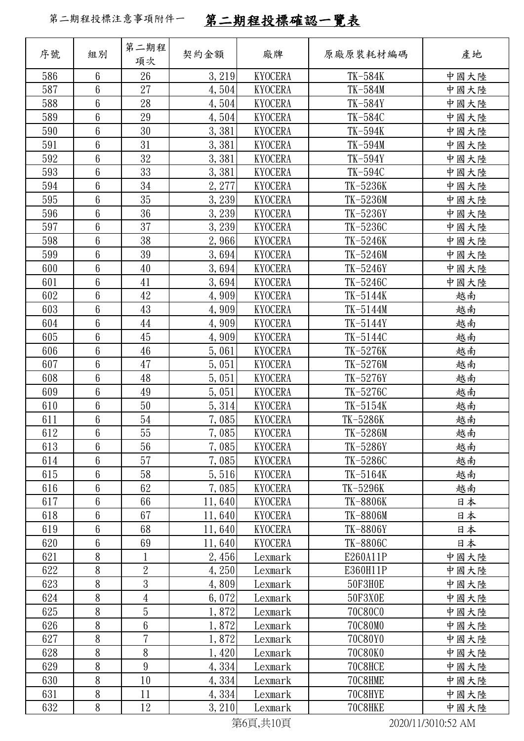第二期程投標注意事項附件一

# 第二期程投標確認一覽表

| 序號 | 組別 | 第二期程項次 | 契約金額 | 廠牌 | 原廠原裝耗材編碼 | 產地 |
|---|---|---|---|---|---|---|
| 586 | 6 | 26 | 3,219 | KYOCERA | TK-584K | 中國大陸 |
| 587 | 6 | 27 | 4,504 | KYOCERA | TK-584M | 中國大陸 |
| 588 | 6 | 28 | 4,504 | KYOCERA | TK-584Y | 中國大陸 |
| 589 | 6 | 29 | 4,504 | KYOCERA | TK-584C | 中國大陸 |
| 590 | 6 | 30 | 3,381 | KYOCERA | TK-594K | 中國大陸 |
| 591 | 6 | 31 | 3,381 | KYOCERA | TK-594M | 中國大陸 |
| 592 | 6 | 32 | 3,381 | KYOCERA | TK-594Y | 中國大陸 |
| 593 | 6 | 33 | 3,381 | KYOCERA | TK-594C | 中國大陸 |
| 594 | 6 | 34 | 2,277 | KYOCERA | TK-5236K | 中國大陸 |
| 595 | 6 | 35 | 3,239 | KYOCERA | TK-5236M | 中國大陸 |
| 596 | 6 | 36 | 3,239 | KYOCERA | TK-5236Y | 中國大陸 |
| 597 | 6 | 37 | 3,239 | KYOCERA | TK-5236C | 中國大陸 |
| 598 | 6 | 38 | 2,966 | KYOCERA | TK-5246K | 中國大陸 |
| 599 | 6 | 39 | 3,694 | KYOCERA | TK-5246M | 中國大陸 |
| 600 | 6 | 40 | 3,694 | KYOCERA | TK-5246Y | 中國大陸 |
| 601 | 6 | 41 | 3,694 | KYOCERA | TK-5246C | 中國大陸 |
| 602 | 6 | 42 | 4,909 | KYOCERA | TK-5144K | 越南 |
| 603 | 6 | 43 | 4,909 | KYOCERA | TK-5144M | 越南 |
| 604 | 6 | 44 | 4,909 | KYOCERA | TK-5144Y | 越南 |
| 605 | 6 | 45 | 4,909 | KYOCERA | TK-5144C | 越南 |
| 606 | 6 | 46 | 5,061 | KYOCERA | TK-5276K | 越南 |
| 607 | 6 | 47 | 5,051 | KYOCERA | TK-5276M | 越南 |
| 608 | 6 | 48 | 5,051 | KYOCERA | TK-5276Y | 越南 |
| 609 | 6 | 49 | 5,051 | KYOCERA | TK-5276C | 越南 |
| 610 | 6 | 50 | 5,314 | KYOCERA | TK-5154K | 越南 |
| 611 | 6 | 54 | 7,085 | KYOCERA | TK-5286K | 越南 |
| 612 | 6 | 55 | 7,085 | KYOCERA | TK-5286M | 越南 |
| 613 | 6 | 56 | 7,085 | KYOCERA | TK-5286Y | 越南 |
| 614 | 6 | 57 | 7,085 | KYOCERA | TK-5286C | 越南 |
| 615 | 6 | 58 | 5,516 | KYOCERA | TK-5164K | 越南 |
| 616 | 6 | 62 | 7,085 | KYOCERA | TK-5296K | 越南 |
| 617 | 6 | 66 | 11,640 | KYOCERA | TK-8806K | 日本 |
| 618 | 6 | 67 | 11,640 | KYOCERA | TK-8806M | 日本 |
| 619 | 6 | 68 | 11,640 | KYOCERA | TK-8806Y | 日本 |
| 620 | 6 | 69 | 11,640 | KYOCERA | TK-8806C | 日本 |
| 621 | 8 | 1 | 2,456 | Lexmark | E260A11P | 中國大陸 |
| 622 | 8 | 2 | 4,250 | Lexmark | E360H11P | 中國大陸 |
| 623 | 8 | 3 | 4,809 | Lexmark | 50F3H0E | 中國大陸 |
| 624 | 8 | 4 | 6,072 | Lexmark | 50F3X0E | 中國大陸 |
| 625 | 8 | 5 | 1,872 | Lexmark | 70C80C0 | 中國大陸 |
| 626 | 8 | 6 | 1,872 | Lexmark | 70C80M0 | 中國大陸 |
| 627 | 8 | 7 | 1,872 | Lexmark | 70C80Y0 | 中國大陸 |
| 628 | 8 | 8 | 1,420 | Lexmark | 70C80K0 | 中國大陸 |
| 629 | 8 | 9 | 4,334 | Lexmark | 70C8HCE | 中國大陸 |
| 630 | 8 | 10 | 4,334 | Lexmark | 70C8HME | 中國大陸 |
| 631 | 8 | 11 | 4,334 | Lexmark | 70C8HYE | 中國大陸 |
| 632 | 8 | 12 | 3,210 | Lexmark | 70C8HKE | 中國大陸 |

2020/11/3010:52 AM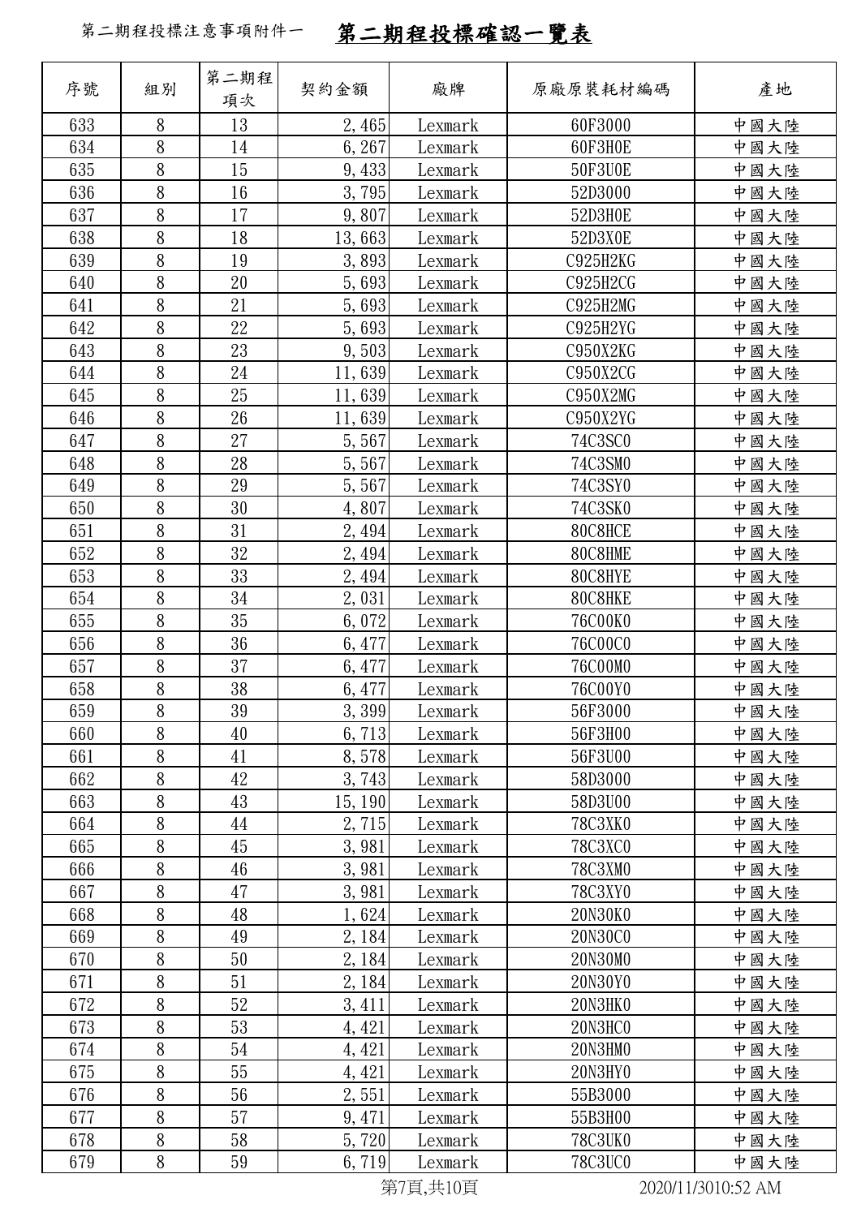第二期程投標注意事項附件一 **第二期程投標確認一覽表**

| 序號 | 組別 | 第二期程項次 | 契約金額 | 廠牌 | 原廠原裝耗材編碼 | 產地 |
|---|---|---|---|---|---|---|
| 633 | 8 | 13 | 2,465 | Lexmark | 60F3000 | 中國大陸 |
| 634 | 8 | 14 | 6,267 | Lexmark | 60F3H0E | 中國大陸 |
| 635 | 8 | 15 | 9,433 | Lexmark | 50F3U0E | 中國大陸 |
| 636 | 8 | 16 | 3,795 | Lexmark | 52D3000 | 中國大陸 |
| 637 | 8 | 17 | 9,807 | Lexmark | 52D3H0E | 中國大陸 |
| 638 | 8 | 18 | 13,663 | Lexmark | 52D3X0E | 中國大陸 |
| 639 | 8 | 19 | 3,893 | Lexmark | C925H2KG | 中國大陸 |
| 640 | 8 | 20 | 5,693 | Lexmark | C925H2CG | 中國大陸 |
| 641 | 8 | 21 | 5,693 | Lexmark | C925H2MG | 中國大陸 |
| 642 | 8 | 22 | 5,693 | Lexmark | C925H2YG | 中國大陸 |
| 643 | 8 | 23 | 9,503 | Lexmark | C950X2KG | 中國大陸 |
| 644 | 8 | 24 | 11,639 | Lexmark | C950X2CG | 中國大陸 |
| 645 | 8 | 25 | 11,639 | Lexmark | C950X2MG | 中國大陸 |
| 646 | 8 | 26 | 11,639 | Lexmark | C950X2YG | 中國大陸 |
| 647 | 8 | 27 | 5,567 | Lexmark | 74C3SC0 | 中國大陸 |
| 648 | 8 | 28 | 5,567 | Lexmark | 74C3SM0 | 中國大陸 |
| 649 | 8 | 29 | 5,567 | Lexmark | 74C3SY0 | 中國大陸 |
| 650 | 8 | 30 | 4,807 | Lexmark | 74C3SK0 | 中國大陸 |
| 651 | 8 | 31 | 2,494 | Lexmark | 80C8HCE | 中國大陸 |
| 652 | 8 | 32 | 2,494 | Lexmark | 80C8HME | 中國大陸 |
| 653 | 8 | 33 | 2,494 | Lexmark | 80C8HYE | 中國大陸 |
| 654 | 8 | 34 | 2,031 | Lexmark | 80C8HKE | 中國大陸 |
| 655 | 8 | 35 | 6,072 | Lexmark | 76C00K0 | 中國大陸 |
| 656 | 8 | 36 | 6,477 | Lexmark | 76C00C0 | 中國大陸 |
| 657 | 8 | 37 | 6,477 | Lexmark | 76C00M0 | 中國大陸 |
| 658 | 8 | 38 | 6,477 | Lexmark | 76C00Y0 | 中國大陸 |
| 659 | 8 | 39 | 3,399 | Lexmark | 56F3000 | 中國大陸 |
| 660 | 8 | 40 | 6,713 | Lexmark | 56F3H00 | 中國大陸 |
| 661 | 8 | 41 | 8,578 | Lexmark | 56F3U00 | 中國大陸 |
| 662 | 8 | 42 | 3,743 | Lexmark | 58D3000 | 中國大陸 |
| 663 | 8 | 43 | 15,190 | Lexmark | 58D3U00 | 中國大陸 |
| 664 | 8 | 44 | 2,715 | Lexmark | 78C3XK0 | 中國大陸 |
| 665 | 8 | 45 | 3,981 | Lexmark | 78C3XC0 | 中國大陸 |
| 666 | 8 | 46 | 3,981 | Lexmark | 78C3XM0 | 中國大陸 |
| 667 | 8 | 47 | 3,981 | Lexmark | 78C3XY0 | 中國大陸 |
| 668 | 8 | 48 | 1,624 | Lexmark | 20N30K0 | 中國大陸 |
| 669 | 8 | 49 | 2,184 | Lexmark | 20N30C0 | 中國大陸 |
| 670 | 8 | 50 | 2,184 | Lexmark | 20N30M0 | 中國大陸 |
| 671 | 8 | 51 | 2,184 | Lexmark | 20N30Y0 | 中國大陸 |
| 672 | 8 | 52 | 3,411 | Lexmark | 20N3HK0 | 中國大陸 |
| 673 | 8 | 53 | 4,421 | Lexmark | 20N3HC0 | 中國大陸 |
| 674 | 8 | 54 | 4,421 | Lexmark | 20N3HM0 | 中國大陸 |
| 675 | 8 | 55 | 4,421 | Lexmark | 20N3HY0 | 中國大陸 |
| 676 | 8 | 56 | 2,551 | Lexmark | 55B3000 | 中國大陸 |
| 677 | 8 | 57 | 9,471 | Lexmark | 55B3H00 | 中國大陸 |
| 678 | 8 | 58 | 5,720 | Lexmark | 78C3UK0 | 中國大陸 |
| 679 | 8 | 59 | 6,719 | Lexmark | 78C3UC0 | 中國大陸 |

2020/11/3010:52 AM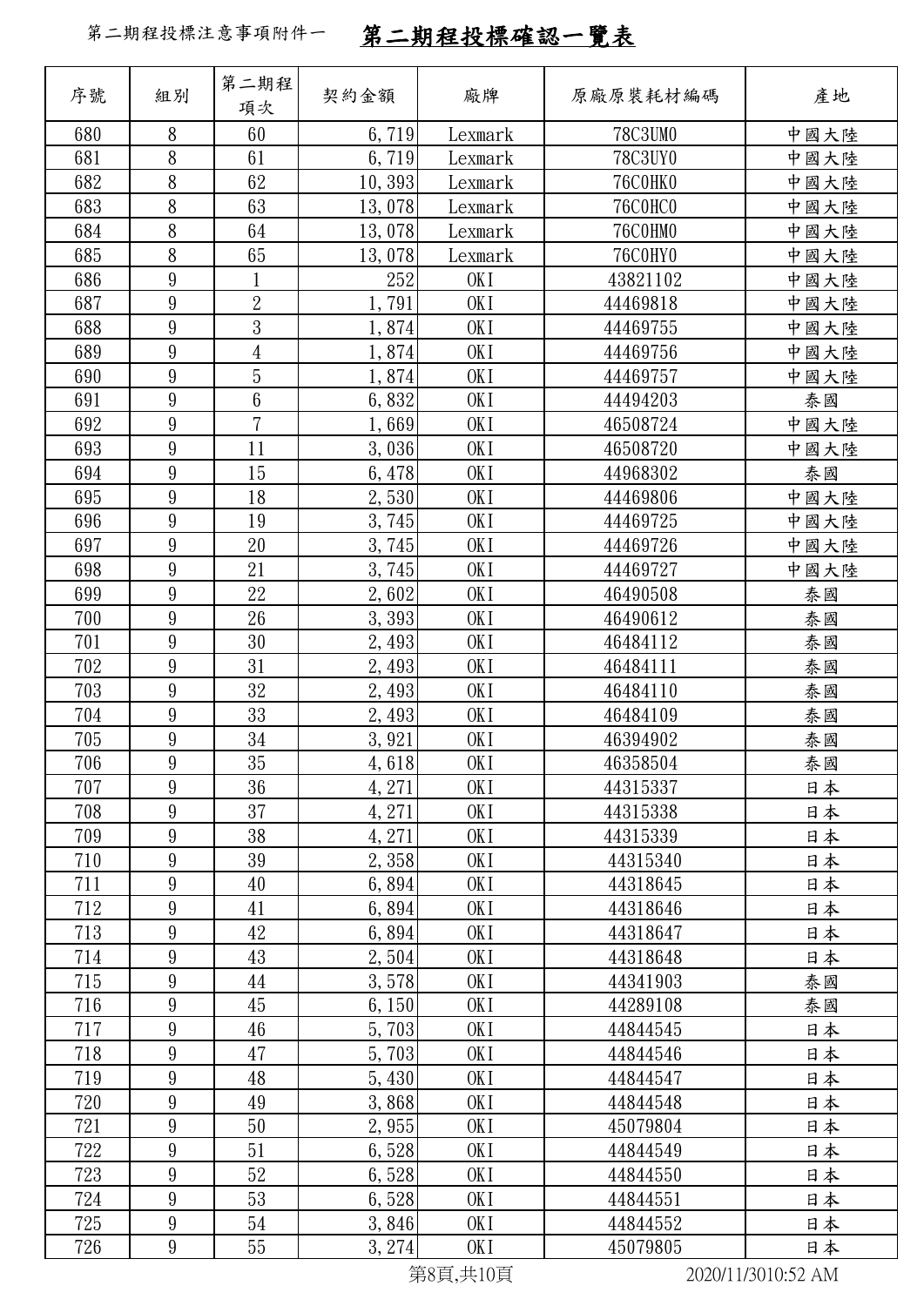第二期程投標注意事項附件一 **第二期程投標確認一覽表**

| 序號 | 組別 | 第二期程項次 | 契約金額 | 廠牌 | 原廠原裝耗材編碼 | 產地 |
|---|---|---|---|---|---|---|
| 680 | 8 | 60 | 6,719 | Lexmark | 78C3UM0 | 中國大陸 |
| 681 | 8 | 61 | 6,719 | Lexmark | 78C3UY0 | 中國大陸 |
| 682 | 8 | 62 | 10,393 | Lexmark | 76C0HK0 | 中國大陸 |
| 683 | 8 | 63 | 13,078 | Lexmark | 76C0HC0 | 中國大陸 |
| 684 | 8 | 64 | 13,078 | Lexmark | 76C0HM0 | 中國大陸 |
| 685 | 8 | 65 | 13,078 | Lexmark | 76C0HY0 | 中國大陸 |
| 686 | 9 | 1 | 252 | OKI | 43821102 | 中國大陸 |
| 687 | 9 | 2 | 1,791 | OKI | 44469818 | 中國大陸 |
| 688 | 9 | 3 | 1,874 | OKI | 44469755 | 中國大陸 |
| 689 | 9 | 4 | 1,874 | OKI | 44469756 | 中國大陸 |
| 690 | 9 | 5 | 1,874 | OKI | 44469757 | 中國大陸 |
| 691 | 9 | 6 | 6,832 | OKI | 44494203 | 泰國 |
| 692 | 9 | 7 | 1,669 | OKI | 46508724 | 中國大陸 |
| 693 | 9 | 11 | 3,036 | OKI | 46508720 | 中國大陸 |
| 694 | 9 | 15 | 6,478 | OKI | 44968302 | 泰國 |
| 695 | 9 | 18 | 2,530 | OKI | 44469806 | 中國大陸 |
| 696 | 9 | 19 | 3,745 | OKI | 44469725 | 中國大陸 |
| 697 | 9 | 20 | 3,745 | OKI | 44469726 | 中國大陸 |
| 698 | 9 | 21 | 3,745 | OKI | 44469727 | 中國大陸 |
| 699 | 9 | 22 | 2,602 | OKI | 46490508 | 泰國 |
| 700 | 9 | 26 | 3,393 | OKI | 46490612 | 泰國 |
| 701 | 9 | 30 | 2,493 | OKI | 46484112 | 泰國 |
| 702 | 9 | 31 | 2,493 | OKI | 46484111 | 泰國 |
| 703 | 9 | 32 | 2,493 | OKI | 46484110 | 泰國 |
| 704 | 9 | 33 | 2,493 | OKI | 46484109 | 泰國 |
| 705 | 9 | 34 | 3,921 | OKI | 46394902 | 泰國 |
| 706 | 9 | 35 | 4,618 | OKI | 46358504 | 泰國 |
| 707 | 9 | 36 | 4,271 | OKI | 44315337 | 日本 |
| 708 | 9 | 37 | 4,271 | OKI | 44315338 | 日本 |
| 709 | 9 | 38 | 4,271 | OKI | 44315339 | 日本 |
| 710 | 9 | 39 | 2,358 | OKI | 44315340 | 日本 |
| 711 | 9 | 40 | 6,894 | OKI | 44318645 | 日本 |
| 712 | 9 | 41 | 6,894 | OKI | 44318646 | 日本 |
| 713 | 9 | 42 | 6,894 | OKI | 44318647 | 日本 |
| 714 | 9 | 43 | 2,504 | OKI | 44318648 | 日本 |
| 715 | 9 | 44 | 3,578 | OKI | 44341903 | 泰國 |
| 716 | 9 | 45 | 6,150 | OKI | 44289108 | 泰國 |
| 717 | 9 | 46 | 5,703 | OKI | 44844545 | 日本 |
| 718 | 9 | 47 | 5,703 | OKI | 44844546 | 日本 |
| 719 | 9 | 48 | 5,430 | OKI | 44844547 | 日本 |
| 720 | 9 | 49 | 3,868 | OKI | 44844548 | 日本 |
| 721 | 9 | 50 | 2,955 | OKI | 45079804 | 日本 |
| 722 | 9 | 51 | 6,528 | OKI | 44844549 | 日本 |
| 723 | 9 | 52 | 6,528 | OKI | 44844550 | 日本 |
| 724 | 9 | 53 | 6,528 | OKI | 44844551 | 日本 |
| 725 | 9 | 54 | 3,846 | OKI | 44844552 | 日本 |
| 726 | 9 | 55 | 3,274 | OKI | 45079805 | 日本 |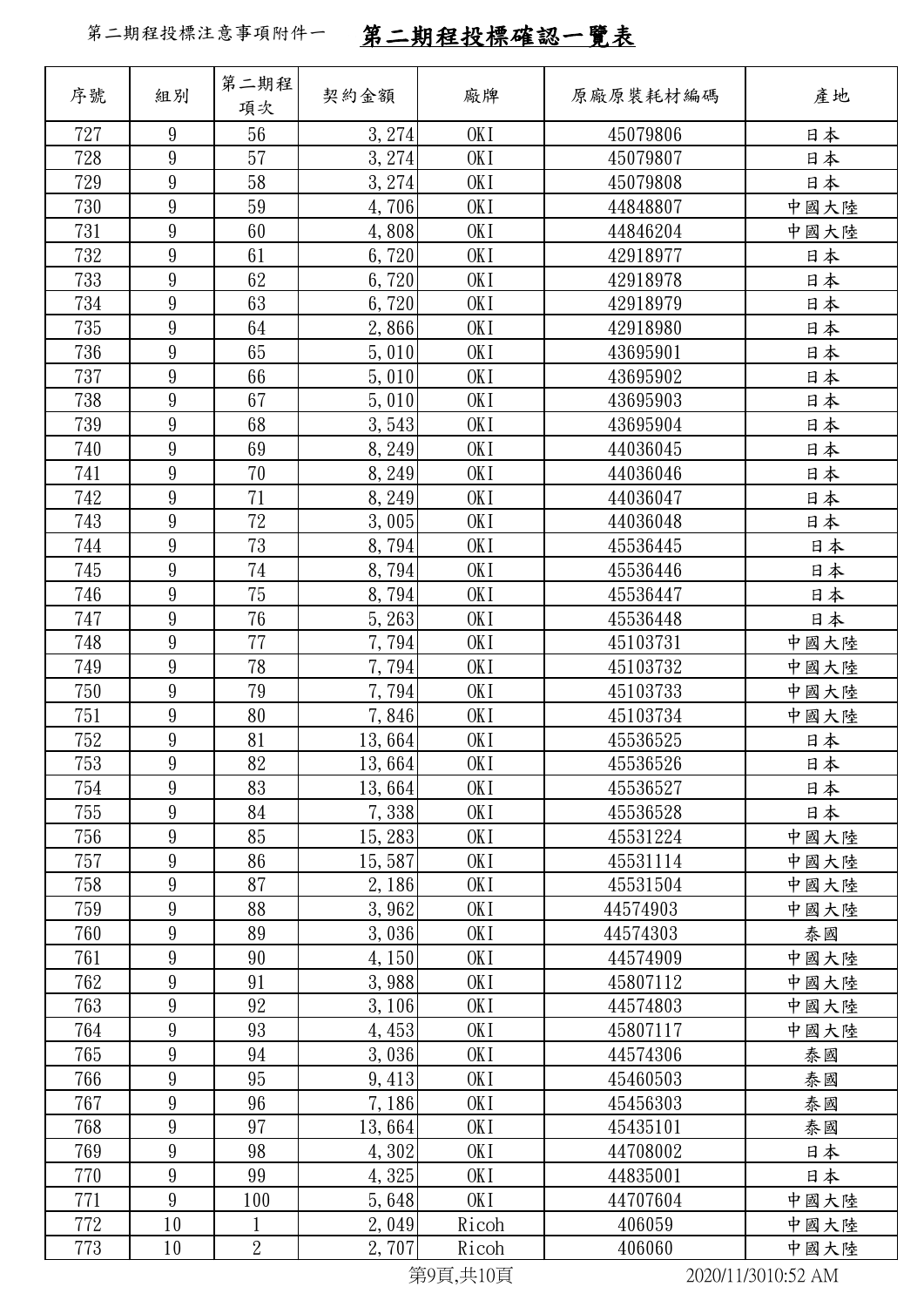第二期程投標注意事項附件一

# 第二期程投標確認一覽表

| 序號 | 組別 | 第二期程項次 | 契約金額 | 廠牌 | 原廠原裝耗材編碼 | 產地 |
|---|---|---|---|---|---|---|
| 727 | 9 | 56 | 3,274 | OKI | 45079806 | 日本 |
| 728 | 9 | 57 | 3,274 | OKI | 45079807 | 日本 |
| 729 | 9 | 58 | 3,274 | OKI | 45079808 | 日本 |
| 730 | 9 | 59 | 4,706 | OKI | 44848807 | 中國大陸 |
| 731 | 9 | 60 | 4,808 | OKI | 44846204 | 中國大陸 |
| 732 | 9 | 61 | 6,720 | OKI | 42918977 | 日本 |
| 733 | 9 | 62 | 6,720 | OKI | 42918978 | 日本 |
| 734 | 9 | 63 | 6,720 | OKI | 42918979 | 日本 |
| 735 | 9 | 64 | 2,866 | OKI | 42918980 | 日本 |
| 736 | 9 | 65 | 5,010 | OKI | 43695901 | 日本 |
| 737 | 9 | 66 | 5,010 | OKI | 43695902 | 日本 |
| 738 | 9 | 67 | 5,010 | OKI | 43695903 | 日本 |
| 739 | 9 | 68 | 3,543 | OKI | 43695904 | 日本 |
| 740 | 9 | 69 | 8,249 | OKI | 44036045 | 日本 |
| 741 | 9 | 70 | 8,249 | OKI | 44036046 | 日本 |
| 742 | 9 | 71 | 8,249 | OKI | 44036047 | 日本 |
| 743 | 9 | 72 | 3,005 | OKI | 44036048 | 日本 |
| 744 | 9 | 73 | 8,794 | OKI | 45536445 | 日本 |
| 745 | 9 | 74 | 8,794 | OKI | 45536446 | 日本 |
| 746 | 9 | 75 | 8,794 | OKI | 45536447 | 日本 |
| 747 | 9 | 76 | 5,263 | OKI | 45536448 | 日本 |
| 748 | 9 | 77 | 7,794 | OKI | 45103731 | 中國大陸 |
| 749 | 9 | 78 | 7,794 | OKI | 45103732 | 中國大陸 |
| 750 | 9 | 79 | 7,794 | OKI | 45103733 | 中國大陸 |
| 751 | 9 | 80 | 7,846 | OKI | 45103734 | 中國大陸 |
| 752 | 9 | 81 | 13,664 | OKI | 45536525 | 日本 |
| 753 | 9 | 82 | 13,664 | OKI | 45536526 | 日本 |
| 754 | 9 | 83 | 13,664 | OKI | 45536527 | 日本 |
| 755 | 9 | 84 | 7,338 | OKI | 45536528 | 日本 |
| 756 | 9 | 85 | 15,283 | OKI | 45531224 | 中國大陸 |
| 757 | 9 | 86 | 15,587 | OKI | 45531114 | 中國大陸 |
| 758 | 9 | 87 | 2,186 | OKI | 45531504 | 中國大陸 |
| 759 | 9 | 88 | 3,962 | OKI | 44574903 | 中國大陸 |
| 760 | 9 | 89 | 3,036 | OKI | 44574303 | 泰國 |
| 761 | 9 | 90 | 4,150 | OKI | 44574909 | 中國大陸 |
| 762 | 9 | 91 | 3,988 | OKI | 45807112 | 中國大陸 |
| 763 | 9 | 92 | 3,106 | OKI | 44574803 | 中國大陸 |
| 764 | 9 | 93 | 4,453 | OKI | 45807117 | 中國大陸 |
| 765 | 9 | 94 | 3,036 | OKI | 44574306 | 泰國 |
| 766 | 9 | 95 | 9,413 | OKI | 45460503 | 泰國 |
| 767 | 9 | 96 | 7,186 | OKI | 45456303 | 泰國 |
| 768 | 9 | 97 | 13,664 | OKI | 45435101 | 泰國 |
| 769 | 9 | 98 | 4,302 | OKI | 44708002 | 日本 |
| 770 | 9 | 99 | 4,325 | OKI | 44835001 | 日本 |
| 771 | 9 | 100 | 5,648 | OKI | 44707604 | 中國大陸 |
| 772 | 10 | 1 | 2,049 | Ricoh | 406059 | 中國大陸 |
| 773 | 10 | 2 | 2,707 | Ricoh | 406060 | 中國大陸 |

2020/11/3010:52 AM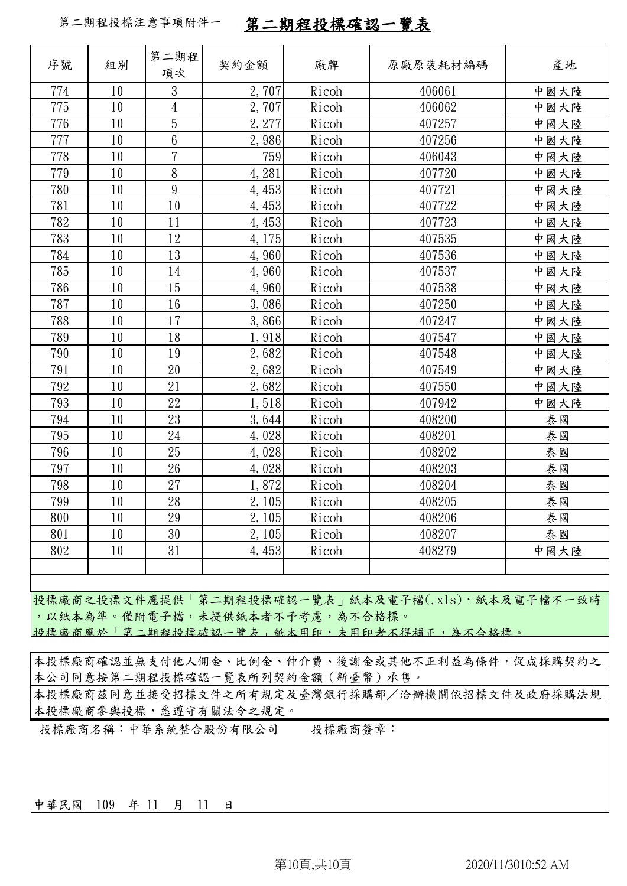第二期程投標注意事項附件一 **第二期程投標確認一覽表**

| 序號 | 組別 | 第二期程項次 | 契約金額 | 廠牌 | 原廠原裝耗材編碼 | 產地 |
|---|---|---|---|---|---|---|
| 774 | 10 | 3 | 2,707 | Ricoh | 406061 | 中國大陸 |
| 775 | 10 | 4 | 2,707 | Ricoh | 406062 | 中國大陸 |
| 776 | 10 | 5 | 2,277 | Ricoh | 407257 | 中國大陸 |
| 777 | 10 | 6 | 2,986 | Ricoh | 407256 | 中國大陸 |
| 778 | 10 | 7 | 759 | Ricoh | 406043 | 中國大陸 |
| 779 | 10 | 8 | 4,281 | Ricoh | 407720 | 中國大陸 |
| 780 | 10 | 9 | 4,453 | Ricoh | 407721 | 中國大陸 |
| 781 | 10 | 10 | 4,453 | Ricoh | 407722 | 中國大陸 |
| 782 | 10 | 11 | 4,453 | Ricoh | 407723 | 中國大陸 |
| 783 | 10 | 12 | 4,175 | Ricoh | 407535 | 中國大陸 |
| 784 | 10 | 13 | 4,960 | Ricoh | 407536 | 中國大陸 |
| 785 | 10 | 14 | 4,960 | Ricoh | 407537 | 中國大陸 |
| 786 | 10 | 15 | 4,960 | Ricoh | 407538 | 中國大陸 |
| 787 | 10 | 16 | 3,086 | Ricoh | 407250 | 中國大陸 |
| 788 | 10 | 17 | 3,866 | Ricoh | 407247 | 中國大陸 |
| 789 | 10 | 18 | 1,918 | Ricoh | 407547 | 中國大陸 |
| 790 | 10 | 19 | 2,682 | Ricoh | 407548 | 中國大陸 |
| 791 | 10 | 20 | 2,682 | Ricoh | 407549 | 中國大陸 |
| 792 | 10 | 21 | 2,682 | Ricoh | 407550 | 中國大陸 |
| 793 | 10 | 22 | 1,518 | Ricoh | 407942 | 中國大陸 |
| 794 | 10 | 23 | 3,644 | Ricoh | 408200 | 泰國 |
| 795 | 10 | 24 | 4,028 | Ricoh | 408201 | 泰國 |
| 796 | 10 | 25 | 4,028 | Ricoh | 408202 | 泰國 |
| 797 | 10 | 26 | 4,028 | Ricoh | 408203 | 泰國 |
| 798 | 10 | 27 | 1,872 | Ricoh | 408204 | 泰國 |
| 799 | 10 | 28 | 2,105 | Ricoh | 408205 | 泰國 |
| 800 | 10 | 29 | 2,105 | Ricoh | 408206 | 泰國 |
| 801 | 10 | 30 | 2,105 | Ricoh | 408207 | 泰國 |
| 802 | 10 | 31 | 4,453 | Ricoh | 408279 | 中國大陸 |

投標廠商之投標文件應提供「第二期程投標確認一覽表」紙本及電子檔(.xls)，紙本及電子檔不一致時，以紙本為準。僅附電子檔，未提供紙本者不予考慮，為不合格標。

投標廠商應於「第二期程投標確認一覽表」紙本用印，未用印者不得補正，為不合格標。

本投標廠商確認並無支付他人佣金、比例金、仲介費、後謝金或其他不正利益為條件，促成採購契約之

本公司同意按第二期程投標確認一覽表所列契約金額（新臺幣）承售。

本投標廠商茲同意並接受招標文件之所有規定及臺灣銀行採購部／洽辦機關依招標文件及政府採購法規

本投標廠商參與投標，悉遵守有關法令之規定。

投標廠商名稱：中華系統整合股份有限公司　　投標廠商簽章：

中華民國 109 年 11 月 11 日